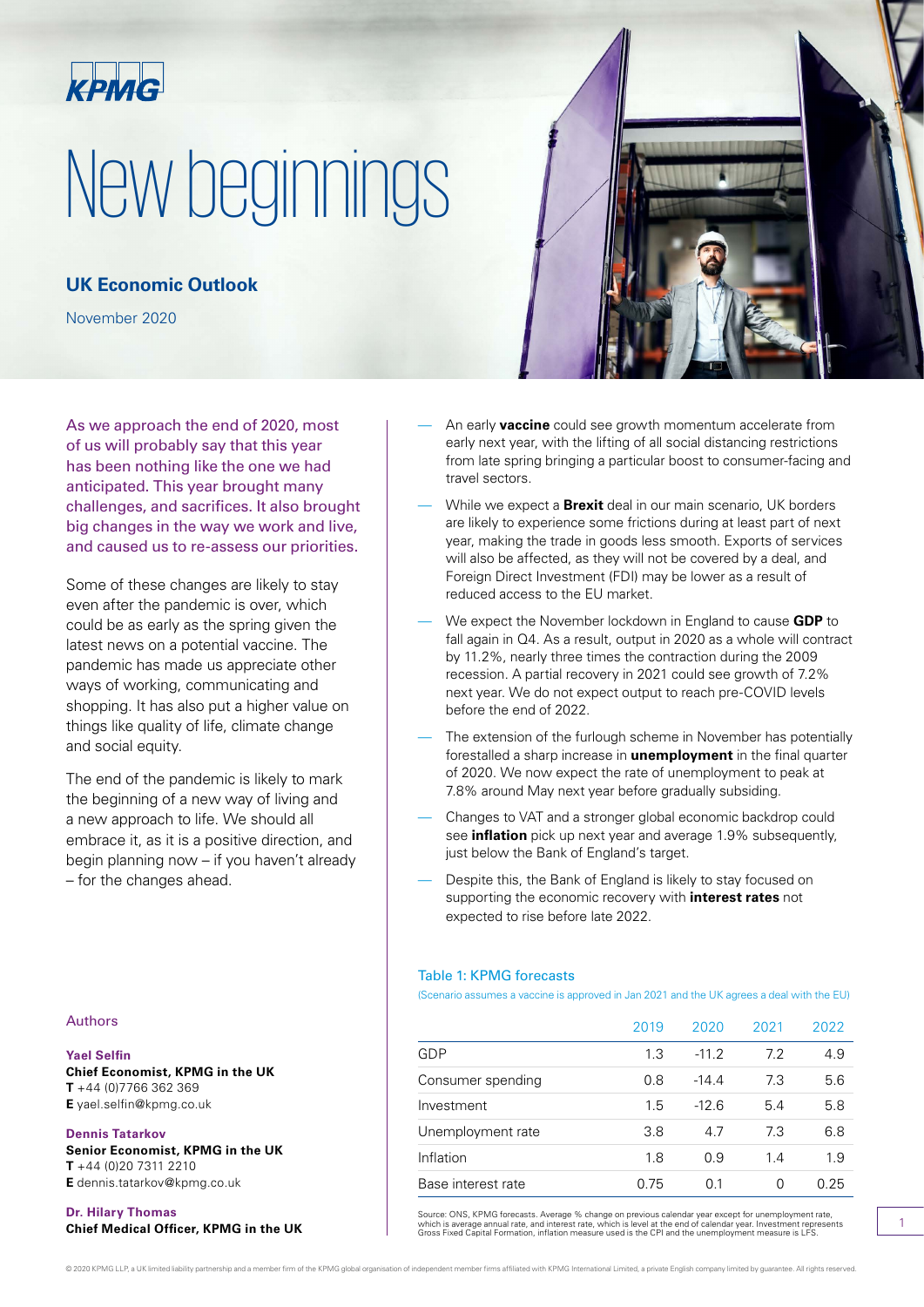KPMG

# New beginnings

## UK Economic Outlook

November 2020

As we approach the end of 2020, most of us will probably say that this year has been nothing like the one we had anticipated. This year brought many challenges, and sacrifices. It also brought big changes in the way we work and live, and caused us to re-assess our priorities.

Some of these changes are likely to stay even after the pandemic is over, which could be as early as the spring given the latest news on a potential vaccine. The pandemic has made us appreciate other ways of working, communicating and shopping. It has also put a higher value on things like quality of life, climate change and social equity.

The end of the pandemic is likely to mark the beginning of a new way of living and a new approach to life. We should all embrace it, as it is a positive direction, and begin planning now – if you haven't already – for the changes ahead.

- An early **vaccine** could see growth momentum accelerate from early next year, with the lifting of all social distancing restrictions from late spring bringing a particular boost to consumer-facing and travel sectors.
- While we expect a **Brexit** deal in our main scenario, UK borders are likely to experience some frictions during at least part of next year, making the trade in goods less smooth. Exports of services will also be affected, as they will not be covered by a deal, and Foreign Direct Investment (FDI) may be lower as a result of reduced access to the EU market.
- We expect the November lockdown in England to cause **GDP** to fall again in Q4. As a result, output in 2020 as a whole will contract by 11.2%, nearly three times the contraction during the 2009 recession. A partial recovery in 2021 could see growth of 7.2% next year. We do not expect output to reach pre-COVID levels before the end of 2022.
- The extension of the furlough scheme in November has potentially forestalled a sharp increase in **unemployment** in the final quarter of 2020. We now expect the rate of unemployment to peak at 7.8% around May next year before gradually subsiding.
- Changes to VAT and a stronger global economic backdrop could see **inflation** pick up next year and average 1.9% subsequently, just below the Bank of England's target.
- Despite this, the Bank of England is likely to stay focused on supporting the economic recovery with **interest rates** not expected to rise before late 2022.

Table 1: KPMG forecasts

(Scenario assumes a vaccine is approved in Jan 2021 and the UK agrees a deal with the EU)

| | 2019 | 2020 | 2021 | 2022 |
|---|---|---|---|---|
| GDP | 1.3 | -11.2 | 7.2 | 4.9 |
| Consumer spending | 0.8 | -14.4 | 7.3 | 5.6 |
| Investment | 1.5 | -12.6 | 5.4 | 5.8 |
| Unemployment rate | 3.8 | 4.7 | 7.3 | 6.8 |
| Inflation | 1.8 | 0.9 | 1.4 | 1.9 |
| Base interest rate | 0.75 | 0.1 | 0 | 0.25 |

Source: ONS, KPMG forecasts. Average % change on previous calendar year except for unemployment rate, which is average annual rate, and interest rate, which is level at the end of calendar year. Investment represents Gross Fixed Capital Formation, inflation measure used is the CPI and the unemployment measure is LFS.

Authors

**Yael Selfin**
**Chief Economist, KPMG in the UK**
**T** +44 (0)7766 362 369
**E** yael.selfin@kpmg.co.uk

**Dennis Tatarkov**
**Senior Economist, KPMG in the UK**
**T** +44 (0)20 7311 2210
**E** dennis.tatarkov@kpmg.co.uk

**Dr. Hilary Thomas**
**Chief Medical Officer, KPMG in the UK**

© 2020 KPMG LLP, a UK limited liability partnership and a member firm of the KPMG global organisation of independent member firms affiliated with KPMG International Limited, a private English company limited by guarantee. All rights reserved.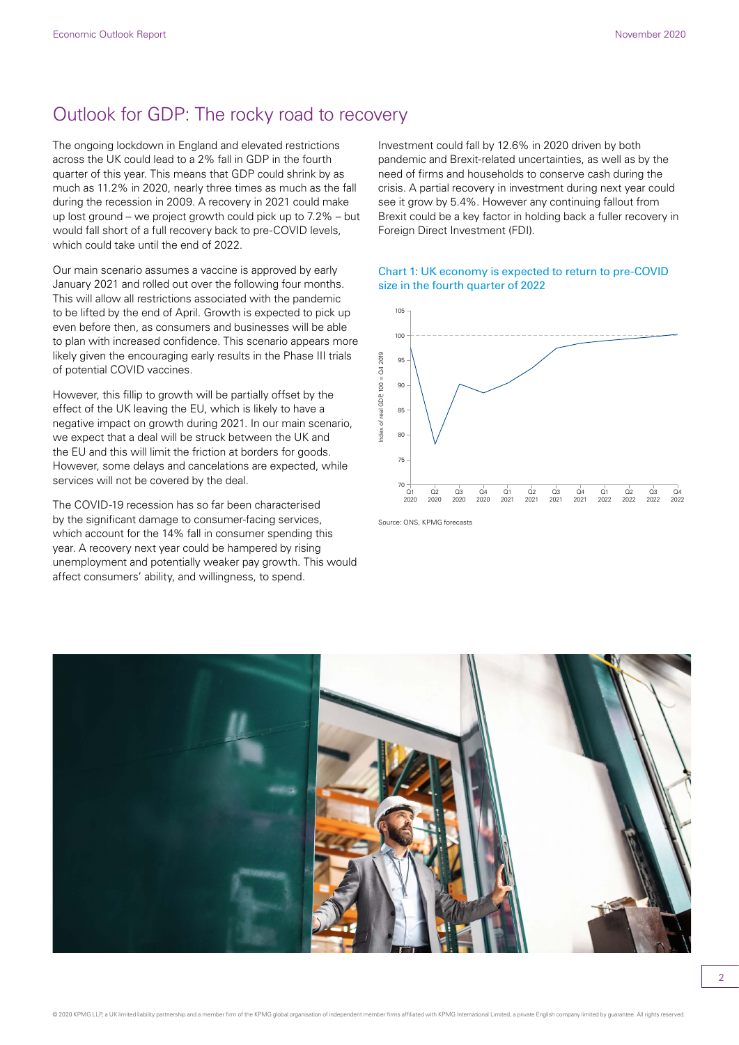# Outlook for GDP: The rocky road to recovery

The ongoing lockdown in England and elevated restrictions across the UK could lead to a 2% fall in GDP in the fourth quarter of this year. This means that GDP could shrink by as much as 11.2% in 2020, nearly three times as much as the fall during the recession in 2009. A recovery in 2021 could make up lost ground – we project growth could pick up to 7.2% – but would fall short of a full recovery back to pre-COVID levels, which could take until the end of 2022.

Our main scenario assumes a vaccine is approved by early January 2021 and rolled out over the following four months. This will allow all restrictions associated with the pandemic to be lifted by the end of April. Growth is expected to pick up even before then, as consumers and businesses will be able to plan with increased confidence. This scenario appears more likely given the encouraging early results in the Phase III trials of potential COVID vaccines.

However, this fillip to growth will be partially offset by the effect of the UK leaving the EU, which is likely to have a negative impact on growth during 2021. In our main scenario, we expect that a deal will be struck between the UK and the EU and this will limit the friction at borders for goods. However, some delays and cancellations are expected, while services will not be covered by the deal.

The COVID-19 recession has so far been characterised by the significant damage to consumer-facing services, which account for the 14% fall in consumer spending this year. A recovery next year could be hampered by rising unemployment and potentially weaker pay growth. This would affect consumers' ability, and willingness, to spend.

Investment could fall by 12.6% in 2020 driven by both pandemic and Brexit-related uncertainties, as well as by the need of firms and households to conserve cash during the crisis. A partial recovery in investment during next year could see it grow by 5.4%. However any continuing fallout from Brexit could be a key factor in holding back a fuller recovery in Foreign Direct Investment (FDI).

**Chart 1: UK economy is expected to return to pre-COVID size in the fourth quarter of 2022**

Source: ONS, KPMG forecasts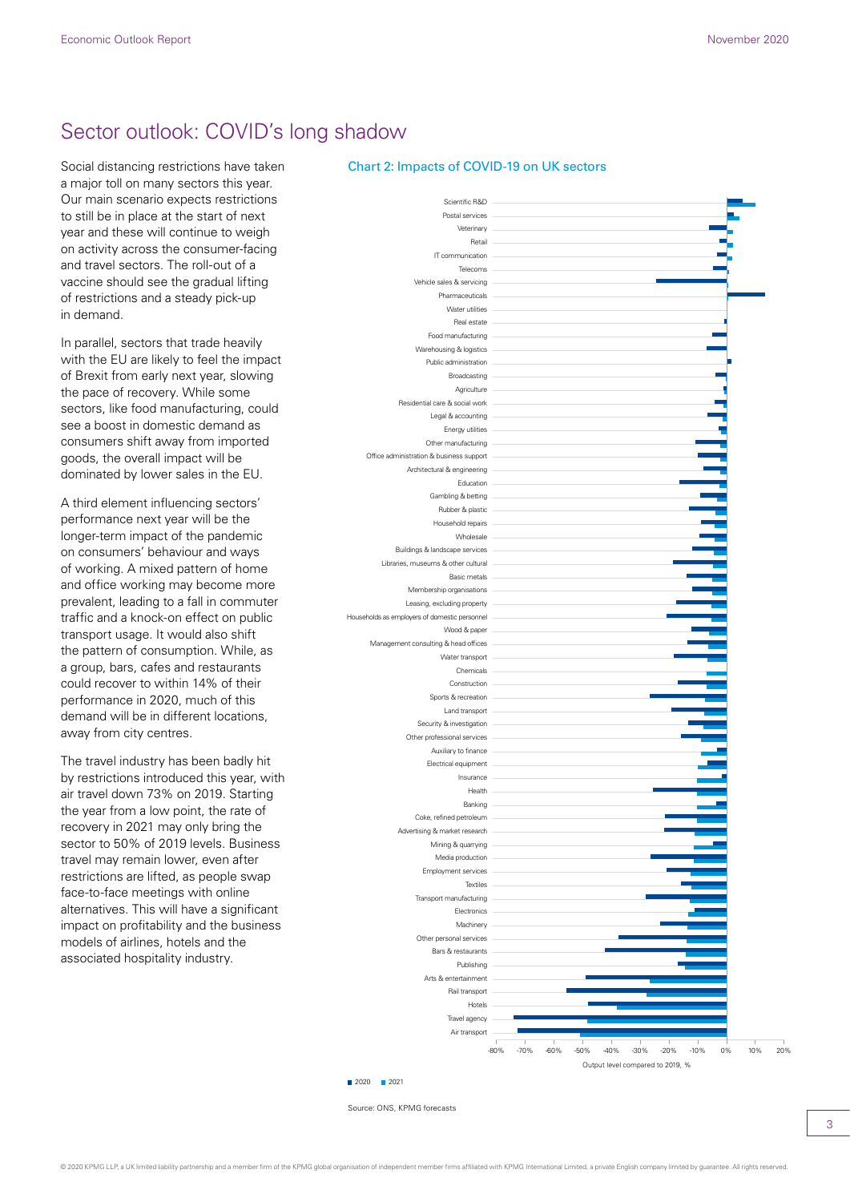# Sector outlook: COVID's long shadow

Social distancing restrictions have taken a major toll on many sectors this year. Our main scenario expects restrictions to still be in place at the start of next year and these will continue to weigh on activity across the consumer-facing and travel sectors. The roll-out of a vaccine should see the gradual lifting of restrictions and a steady pick-up in demand.

In parallel, sectors that trade heavily with the EU are likely to feel the impact of Brexit from early next year, slowing the pace of recovery. While some sectors, like food manufacturing, could see a boost in domestic demand as consumers shift away from imported goods, the overall impact will be dominated by lower sales in the EU.

A third element influencing sectors' performance next year will be the longer-term impact of the pandemic on consumers' behaviour and ways of working. A mixed pattern of home and office working may become more prevalent, leading to a fall in commuter traffic and a knock-on effect on public transport usage. It would also shift the pattern of consumption. While, as a group, bars, cafes and restaurants could recover to within 14% of their performance in 2020, much of this demand will be in different locations, away from city centres.

The travel industry has been badly hit by restrictions introduced this year, with air travel down 73% on 2019. Starting the year from a low point, the rate of recovery in 2021 may only bring the sector to 50% of 2019 levels. Business travel may remain lower, even after restrictions are lifted, as people swap face-to-face meetings with online alternatives. This will have a significant impact on profitability and the business models of airlines, hotels and the associated hospitality industry.

## Chart 2: Impacts of COVID-19 on UK sectors

Sectors (top to bottom): Scientific R&D; Postal services; Veterinary; Retail; IT communication; Telecoms; Vehicle sales & servicing; Pharmaceuticals; Water utilities; Real estate; Food manufacturing; Warehousing & logistics; Public administration; Broadcasting; Agriculture; Residential care & social work; Legal & accounting; Energy utilities; Other manufacturing; Office administration & business support; Architectural & engineering; Education; Gambling & betting; Rubber & plastic; Household repairs; Wholesale; Buildings & landscape services; Libraries, museums & other cultural; Basic metals; Membership organisations; Leasing, excluding property; Households as employers of domestic personnel; Wood & paper; Management consulting & head offices; Water transport; Chemicals; Construction; Sports & recreation; Land transport; Security & investigation; Other professional services; Auxiliary to finance; Electrical equipment; Insurance; Health; Banking; Coke, refined petroleum; Advertising & market research; Mining & quarrying; Media production; Employment services; Textiles; Transport manufacturing; Electronics; Machinery; Other personal services; Bars & restaurants; Publishing; Arts & entertainment; Rail transport; Hotels; Travel agency; Air transport

X-axis: Output level compared to 2019, % (-80% to 20%)

Legend: 2020, 2021

Source: ONS, KPMG forecasts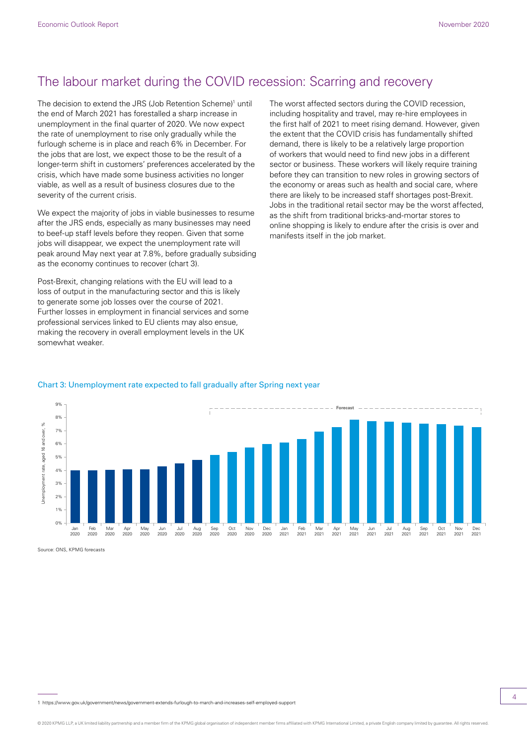## The labour market during the COVID recession: Scarring and recovery

The decision to extend the JRS (Job Retention Scheme)[1] until the end of March 2021 has forestalled a sharp increase in unemployment in the final quarter of 2020. We now expect the rate of unemployment to rise only gradually while the furlough scheme is in place and reach 6% in December. For the jobs that are lost, we expect those to be the result of a longer-term shift in customers' preferences accelerated by the crisis, which have made some business activities no longer viable, as well as a result of business closures due to the severity of the current crisis.

We expect the majority of jobs in viable businesses to resume after the JRS ends, especially as many businesses may need to beef-up staff levels before they reopen. Given that some jobs will disappear, we expect the unemployment rate will peak around May next year at 7.8%, before gradually subsiding as the economy continues to recover (chart 3).

Post-Brexit, changing relations with the EU will lead to a loss of output in the manufacturing sector and this is likely to generate some job losses over the course of 2021. Further losses in employment in financial services and some professional services linked to EU clients may also ensue, making the recovery in overall employment levels in the UK somewhat weaker.

The worst affected sectors during the COVID recession, including hospitality and travel, may re-hire employees in the first half of 2021 to meet rising demand. However, given the extent that the COVID crisis has fundamentally shifted demand, there is likely to be a relatively large proportion of workers that would need to find new jobs in a different sector or business. These workers will likely require training before they can transition to new roles in growing sectors of the economy or areas such as health and social care, where there are likely to be increased staff shortages post-Brexit. Jobs in the traditional retail sector may be the worst affected, as the shift from traditional bricks-and-mortar stores to online shopping is likely to endure after the crisis is over and manifests itself in the job market.

**Chart 3: Unemployment rate expected to fall gradually after Spring next year**

Source: ONS, KPMG forecasts

1 https://www.gov.uk/government/news/government-extends-furlough-to-march-and-increases-self-employed-support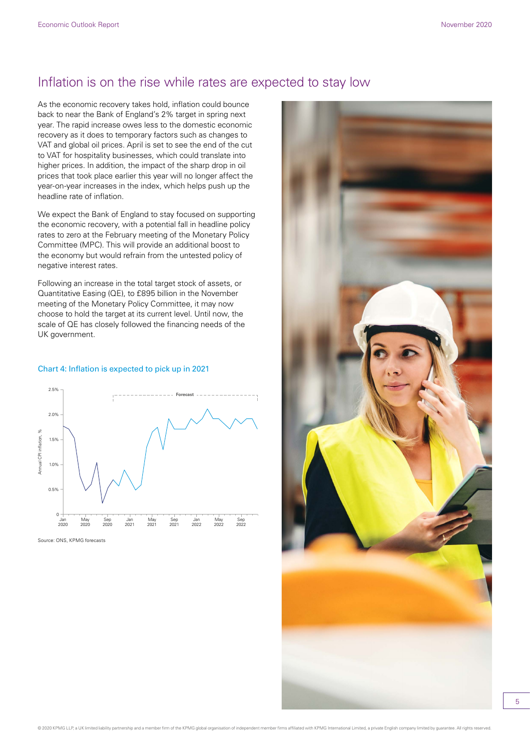## Inflation is on the rise while rates are expected to stay low

As the economic recovery takes hold, inflation could bounce back to near the Bank of England's 2% target in spring next year. The rapid increase owes less to the domestic economic recovery as it does to temporary factors such as changes to VAT and global oil prices. April is set to see the end of the cut to VAT for hospitality businesses, which could translate into higher prices. In addition, the impact of the sharp drop in oil prices that took place earlier this year will no longer affect the year-on-year increases in the index, which helps push up the headline rate of inflation.

We expect the Bank of England to stay focused on supporting the economic recovery, with a potential fall in headline policy rates to zero at the February meeting of the Monetary Policy Committee (MPC). This will provide an additional boost to the economy but would refrain from the untested policy of negative interest rates.

Following an increase in the total target stock of assets, or Quantitative Easing (QE), to £895 billion in the November meeting of the Monetary Policy Committee, it may now choose to hold the target at its current level. Until now, the scale of QE has closely followed the financing needs of the UK government.

### Chart 4: Inflation is expected to pick up in 2021

Source: ONS, KPMG forecasts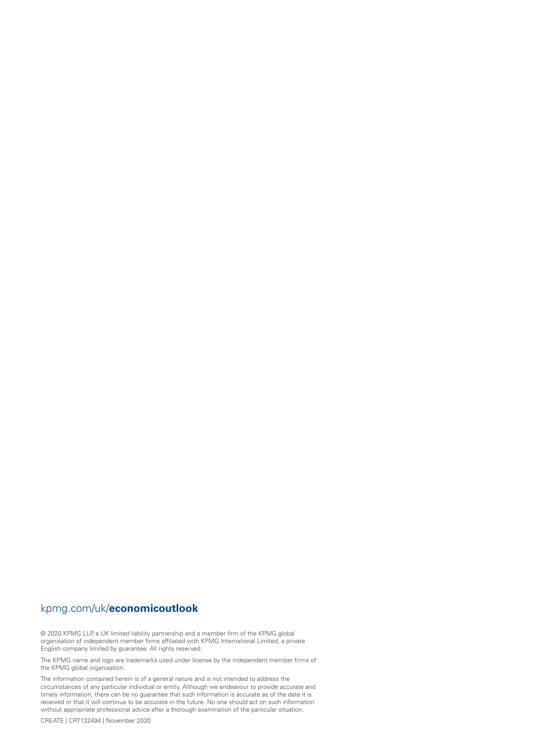kpmg.com/uk/**economicoutlook**

© 2020 KPMG LLP, a UK limited liability partnership and a member firm of the KPMG global organisation of independent member firms affiliated with KPMG International Limited, a private English company limited by guarantee. All rights reserved.

The KPMG name and logo are trademarks used under license by the independent member firms of the KPMG global organisation.

The information contained herein is of a general nature and is not intended to address the circumstances of any particular individual or entity. Although we endeavour to provide accurate and timely information, there can be no guarantee that such information is accurate as of the date it is received or that it will continue to be accurate in the future. No one should act on such information without appropriate professional advice after a thorough examination of the particular situation.

CREATE | CRT132494 | November 2020